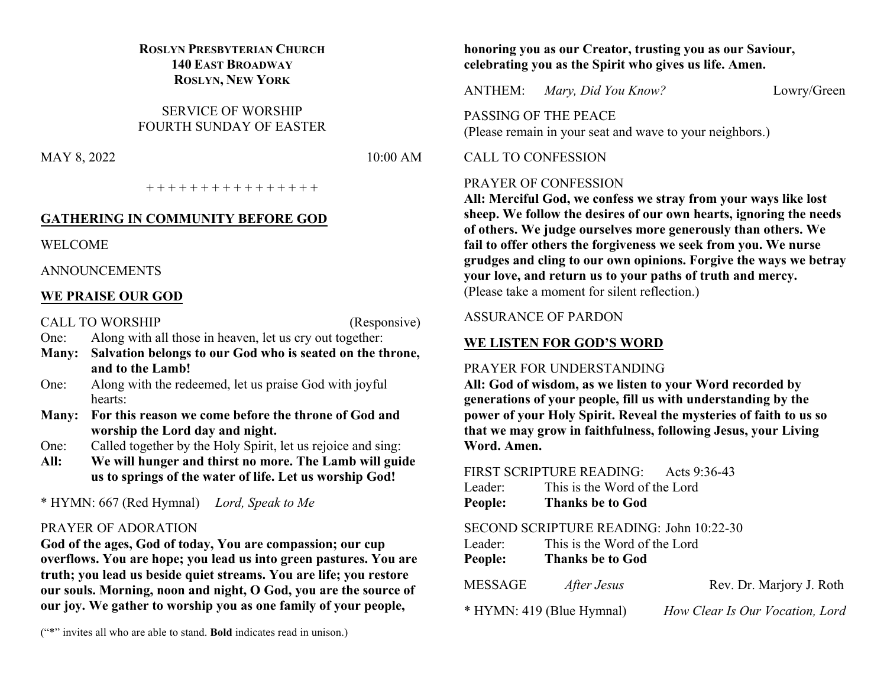**ROSLYN PRESBYTERIAN CHURCH**
**140 EAST BROADWAY**
**ROSLYN, NEW YORK**

SERVICE OF WORSHIP
FOURTH SUNDAY OF EASTER

MAY 8, 2022 10:00 AM

+ + + + + + + + + + + + + + + +

## GATHERING IN COMMUNITY BEFORE GOD

WELCOME

ANNOUNCEMENTS

## WE PRAISE OUR GOD

CALL TO WORSHIP (Responsive)

One: Along with all those in heaven, let us cry out together:

**Many: Salvation belongs to our God who is seated on the throne, and to the Lamb!**

One: Along with the redeemed, let us praise God with joyful hearts:

**Many: For this reason we come before the throne of God and worship the Lord day and night.**

One: Called together by the Holy Spirit, let us rejoice and sing:

**All: We will hunger and thirst no more. The Lamb will guide us to springs of the water of life. Let us worship God!**

\* HYMN: 667 (Red Hymnal) *Lord, Speak to Me*

PRAYER OF ADORATION

**God of the ages, God of today, You are compassion; our cup overflows. You are hope; you lead us into green pastures. You are truth; you lead us beside quiet streams. You are life; you restore our souls. Morning, noon and night, O God, you are the source of our joy. We gather to worship you as one family of your people, honoring you as our Creator, trusting you as our Saviour, celebrating you as the Spirit who gives us life. Amen.**

ANTHEM: *Mary, Did You Know?* Lowry/Green

PASSING OF THE PEACE
(Please remain in your seat and wave to your neighbors.)

CALL TO CONFESSION

PRAYER OF CONFESSION

**All: Merciful God, we confess we stray from your ways like lost sheep. We follow the desires of our own hearts, ignoring the needs of others. We judge ourselves more generously than others. We fail to offer others the forgiveness we seek from you. We nurse grudges and cling to our own opinions. Forgive the ways we betray your love, and return us to your paths of truth and mercy.**
(Please take a moment for silent reflection.)

ASSURANCE OF PARDON

## WE LISTEN FOR GOD'S WORD

PRAYER FOR UNDERSTANDING

**All: God of wisdom, as we listen to your Word recorded by generations of your people, fill us with understanding by the power of your Holy Spirit. Reveal the mysteries of faith to us so that we may grow in faithfulness, following Jesus, your Living Word. Amen.**

FIRST SCRIPTURE READING: Acts 9:36-43

Leader: This is the Word of the Lord

**People: Thanks be to God**

SECOND SCRIPTURE READING: John 10:22-30

Leader: This is the Word of the Lord

**People: Thanks be to God**

MESSAGE *After Jesus* Rev. Dr. Marjory J. Roth

\* HYMN: 419 (Blue Hymnal) *How Clear Is Our Vocation, Lord*

("\*" invites all who are able to stand. **Bold** indicates read in unison.)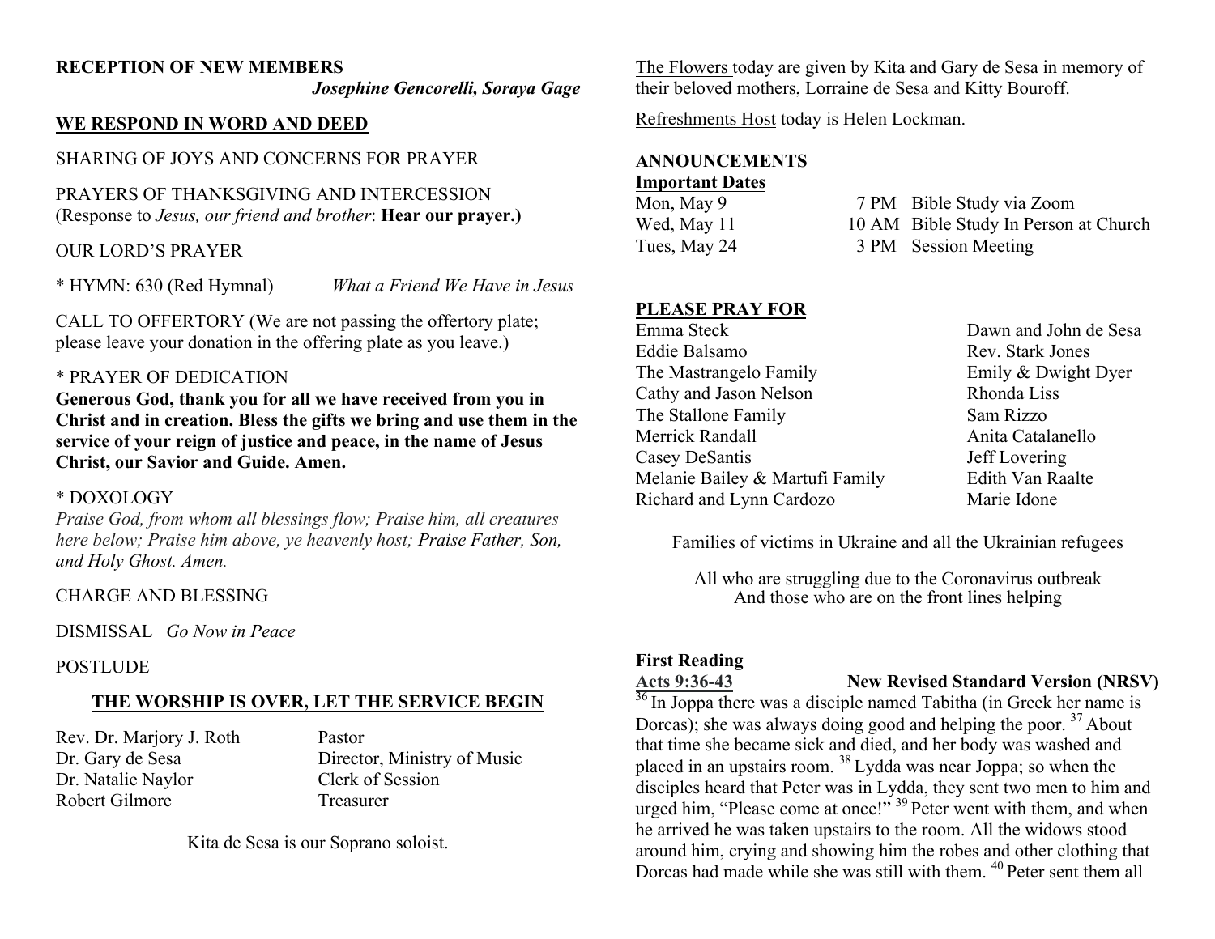**RECEPTION OF NEW MEMBERS**

*Josephine Gencorelli, Soraya Gage*

**WE RESPOND IN WORD AND DEED**

SHARING OF JOYS AND CONCERNS FOR PRAYER

PRAYERS OF THANKSGIVING AND INTERCESSION
(Response to *Jesus, our friend and brother*: **Hear our prayer.)**

OUR LORD'S PRAYER

\* HYMN: 630 (Red Hymnal) *What a Friend We Have in Jesus*

CALL TO OFFERTORY (We are not passing the offertory plate; please leave your donation in the offering plate as you leave.)

\* PRAYER OF DEDICATION

**Generous God, thank you for all we have received from you in Christ and in creation. Bless the gifts we bring and use them in the service of your reign of justice and peace, in the name of Jesus Christ, our Savior and Guide. Amen.**

\* DOXOLOGY

*Praise God, from whom all blessings flow; Praise him, all creatures here below; Praise him above, ye heavenly host; Praise Father, Son, and Holy Ghost. Amen.*

CHARGE AND BLESSING

DISMISSAL *Go Now in Peace*

POSTLUDE

**THE WORSHIP IS OVER, LET THE SERVICE BEGIN**

| | |
|---|---|
| Rev. Dr. Marjory J. Roth | Pastor |
| Dr. Gary de Sesa | Director, Ministry of Music |
| Dr. Natalie Naylor | Clerk of Session |
| Robert Gilmore | Treasurer |

Kita de Sesa is our Soprano soloist.

The Flowers today are given by Kita and Gary de Sesa in memory of their beloved mothers, Lorraine de Sesa and Kitty Bouroff.

Refreshments Host today is Helen Lockman.

**ANNOUNCEMENTS**

**Important Dates**

| | | |
|---|---|---|
| Mon, May 9 | 7 PM | Bible Study via Zoom |
| Wed, May 11 | 10 AM | Bible Study In Person at Church |
| Tues, May 24 | 3 PM | Session Meeting |

**PLEASE PRAY FOR**

| | |
|---|---|
| Emma Steck | Dawn and John de Sesa |
| Eddie Balsamo | Rev. Stark Jones |
| The Mastrangelo Family | Emily & Dwight Dyer |
| Cathy and Jason Nelson | Rhonda Liss |
| The Stallone Family | Sam Rizzo |
| Merrick Randall | Anita Catalanello |
| Casey DeSantis | Jeff Lovering |
| Melanie Bailey & Martufi Family | Edith Van Raalte |
| Richard and Lynn Cardozo | Marie Idone |

Families of victims in Ukraine and all the Ukrainian refugees

All who are struggling due to the Coronavirus outbreak
And those who are on the front lines helping

**First Reading**

**Acts 9:36-43** **New Revised Standard Version (NRSV)**

[36] In Joppa there was a disciple named Tabitha (in Greek her name is Dorcas); she was always doing good and helping the poor. [37] About that time she became sick and died, and her body was washed and placed in an upstairs room. [38] Lydda was near Joppa; so when the disciples heard that Peter was in Lydda, they sent two men to him and urged him, "Please come at once!" [39] Peter went with them, and when he arrived he was taken upstairs to the room. All the widows stood around him, crying and showing him the robes and other clothing that Dorcas had made while she was still with them. [40] Peter sent them all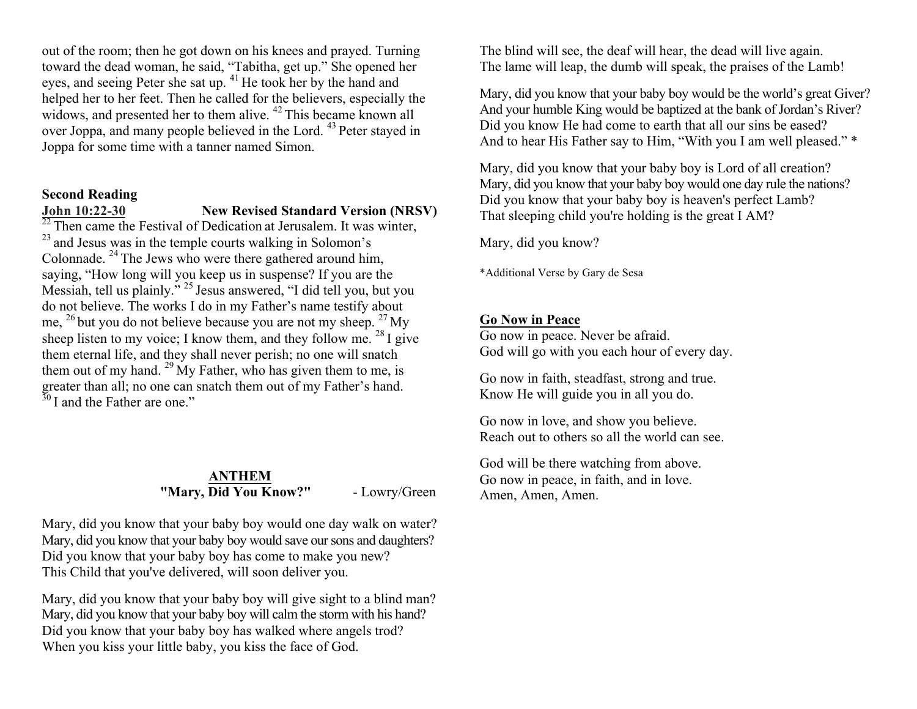out of the room; then he got down on his knees and prayed. Turning toward the dead woman, he said, “Tabitha, get up.” She opened her eyes, and seeing Peter she sat up. [41] He took her by the hand and helped her to her feet. Then he called for the believers, especially the widows, and presented her to them alive. [42] This became known all over Joppa, and many people believed in the Lord. [43] Peter stayed in Joppa for some time with a tanner named Simon.

**Second Reading**

**John 10:22-30** **New Revised Standard Version (NRSV)**

[22] Then came the Festival of Dedication at Jerusalem. It was winter, [23] and Jesus was in the temple courts walking in Solomon’s Colonnade. [24] The Jews who were there gathered around him, saying, “How long will you keep us in suspense? If you are the Messiah, tell us plainly.” [25] Jesus answered, “I did tell you, but you do not believe. The works I do in my Father’s name testify about me, [26] but you do not believe because you are not my sheep. [27] My sheep listen to my voice; I know them, and they follow me. [28] I give them eternal life, and they shall never perish; no one will snatch them out of my hand. [29] My Father, who has given them to me, is greater than all; no one can snatch them out of my Father’s hand. [30] I and the Father are one.”

## ANTHEM

**"Mary, Did You Know?"** - Lowry/Green

Mary, did you know that your baby boy would one day walk on water?
Mary, did you know that your baby boy would save our sons and daughters?
Did you know that your baby boy has come to make you new?
This Child that you've delivered, will soon deliver you.

Mary, did you know that your baby boy will give sight to a blind man?
Mary, did you know that your baby boy will calm the storm with his hand?
Did you know that your baby boy has walked where angels trod?
When you kiss your little baby, you kiss the face of God.

The blind will see, the deaf will hear, the dead will live again.
The lame will leap, the dumb will speak, the praises of the Lamb!

Mary, did you know that your baby boy would be the world’s great Giver?
And your humble King would be baptized at the bank of Jordan’s River?
Did you know He had come to earth that all our sins be eased?
And to hear His Father say to Him, “With you I am well pleased.” *

Mary, did you know that your baby boy is Lord of all creation?
Mary, did you know that your baby boy would one day rule the nations?
Did you know that your baby boy is heaven's perfect Lamb?
That sleeping child you're holding is the great I AM?

Mary, did you know?

*Additional Verse by Gary de Sesa

## Go Now in Peace

Go now in peace. Never be afraid.
God will go with you each hour of every day.

Go now in faith, steadfast, strong and true.
Know He will guide you in all you do.

Go now in love, and show you believe.
Reach out to others so all the world can see.

God will be there watching from above.
Go now in peace, in faith, and in love.
Amen, Amen, Amen.